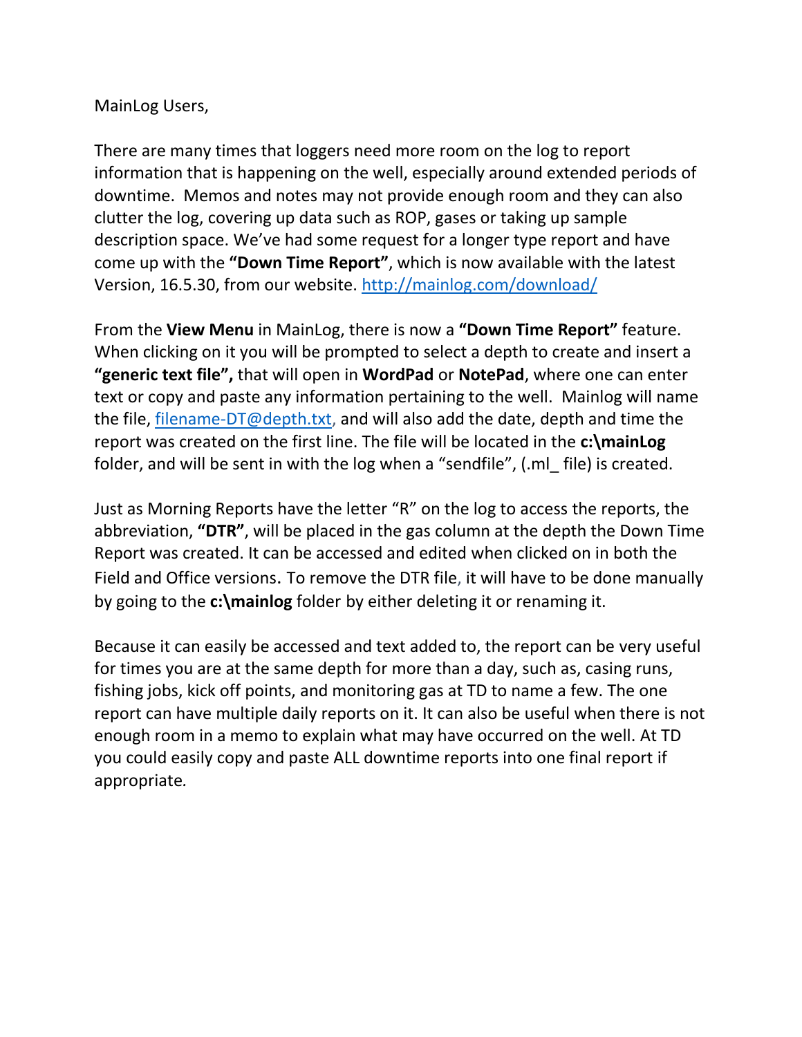MainLog Users,

There are many times that loggers need more room on the log to report information that is happening on the well, especially around extended periods of downtime. Memos and notes may not provide enough room and they can also clutter the log, covering up data such as ROP, gases or taking up sample description space. We've had some request for a longer type report and have come up with the **"Down Time Report"**, which is now available with the latest Version, 16.5.30, from our website. http://mainlog.com/download/

From the **View Menu** in MainLog, there is now a **"Down Time Report"** feature. When clicking on it you will be prompted to select a depth to create and insert a **"generic text file",** that will open in **WordPad** or **NotePad**, where one can enter text or copy and paste any information pertaining to the well. Mainlog will name the file, filename-DT@depth.txt, and will also add the date, depth and time the report was created on the first line. The file will be located in the **c:\mainLog** folder, and will be sent in with the log when a "sendfile", (.ml_ file) is created.

Just as Morning Reports have the letter "R" on the log to access the reports, the abbreviation, **"DTR"**, will be placed in the gas column at the depth the Down Time Report was created. It can be accessed and edited when clicked on in both the Field and Office versions. To remove the DTR file, it will have to be done manually by going to the **c:\mainlog** folder by either deleting it or renaming it.

Because it can easily be accessed and text added to, the report can be very useful for times you are at the same depth for more than a day, such as, casing runs, fishing jobs, kick off points, and monitoring gas at TD to name a few. The one report can have multiple daily reports on it. It can also be useful when there is not enough room in a memo to explain what may have occurred on the well. At TD you could easily copy and paste ALL downtime reports into one final report if appropriate.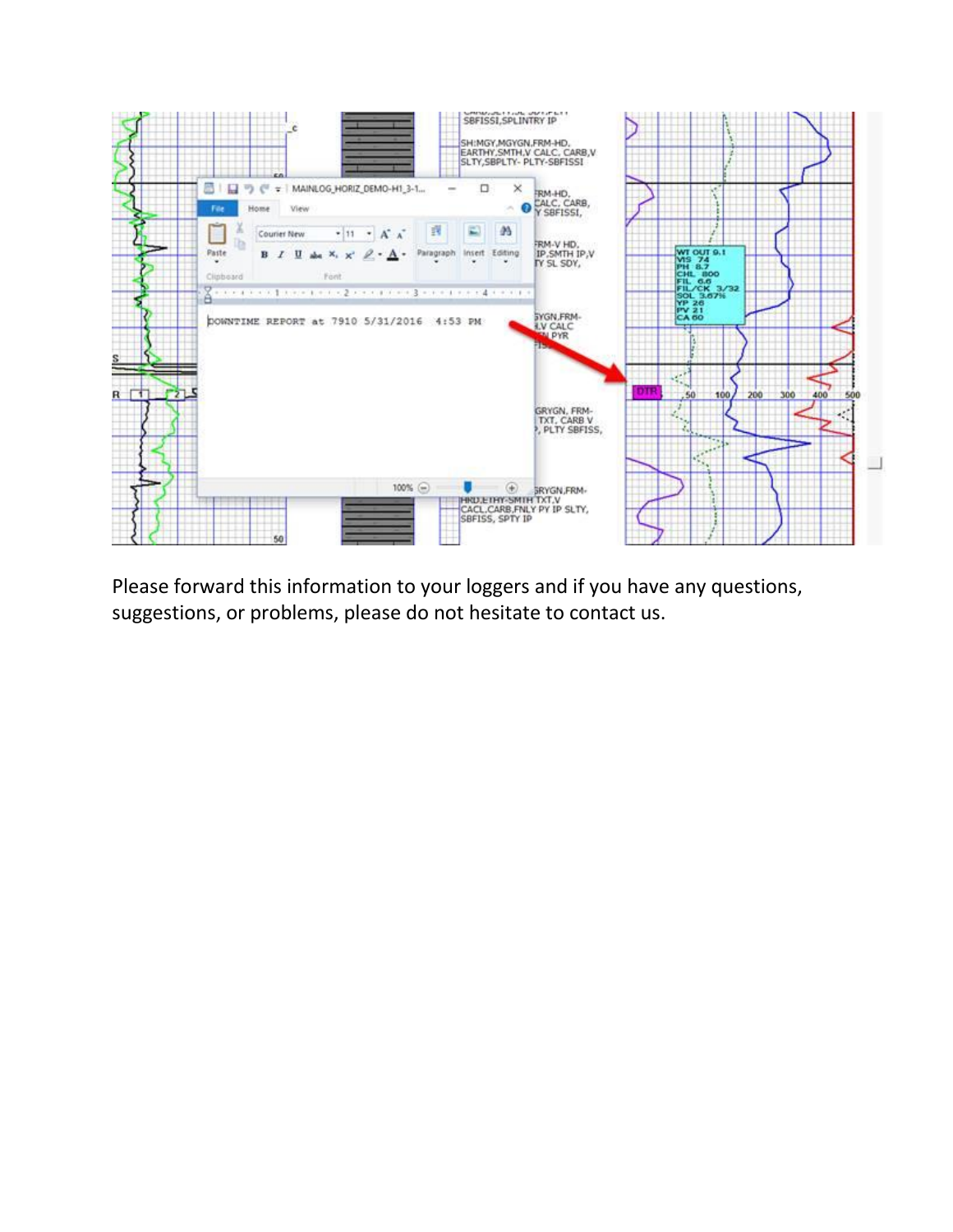Please forward this information to your loggers and if you have any questions, suggestions, or problems, please do not hesitate to contact us.